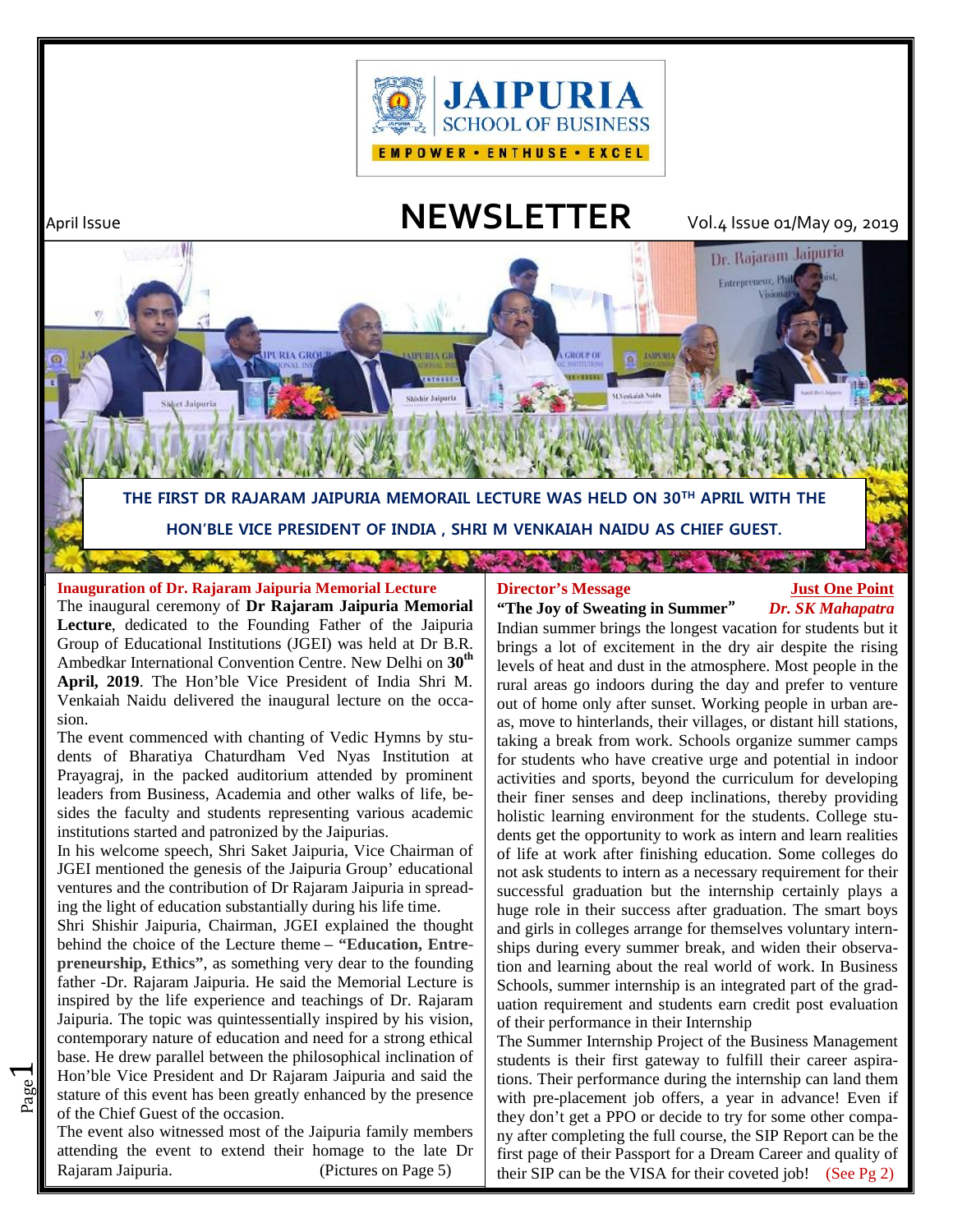JAIPURIA SCHOOL OF BUSINESS

EMPOWER • ENTHUSE • EXCEL

April Issue

# NEWSLETTER

Vol.4 Issue 01/May 09, 2019

**THE FIRST DR RAJARAM JAIPURIA MEMORAIL LECTURE WAS HELD ON 30TH APRIL WITH THE HON'BLE VICE PRESIDENT OF INDIA , SHRI M VENKAIAH NAIDU AS CHIEF GUEST.**

## Inauguration of Dr. Rajaram Jaipuria Memorial Lecture

The inaugural ceremony of **Dr Rajaram Jaipuria Memorial Lecture**, dedicated to the Founding Father of the Jaipuria Group of Educational Institutions (JGEI) was held at Dr B.R. Ambedkar International Convention Centre. New Delhi on **30th April, 2019**. The Hon'ble Vice President of India Shri M. Venkaiah Naidu delivered the inaugural lecture on the occasion.

The event commenced with chanting of Vedic Hymns by students of Bharatiya Chaturdham Ved Nyas Institution at Prayagraj, in the packed auditorium attended by prominent leaders from Business, Academia and other walks of life, besides the faculty and students representing various academic institutions started and patronized by the Jaipurias.

In his welcome speech, Shri Saket Jaipuria, Vice Chairman of JGEI mentioned the genesis of the Jaipuria Group' educational ventures and the contribution of Dr Rajaram Jaipuria in spreading the light of education substantially during his life time.

Shri Shishir Jaipuria, Chairman, JGEI explained the thought behind the choice of the Lecture theme – **"Education, Entrepreneurship, Ethics"**, as something very dear to the founding father -Dr. Rajaram Jaipuria. He said the Memorial Lecture is inspired by the life experience and teachings of Dr. Rajaram Jaipuria. The topic was quintessentially inspired by his vision, contemporary nature of education and need for a strong ethical base. He drew parallel between the philosophical inclination of Hon'ble Vice President and Dr Rajaram Jaipuria and said the stature of this event has been greatly enhanced by the presence of the Chief Guest of the occasion.

The event also witnessed most of the Jaipuria family members attending the event to extend their homage to the late Dr Rajaram Jaipuria. (Pictures on Page 5)

## Director's Message — Just One Point

**"The Joy of Sweating in Summer"** — ***Dr. SK Mahapatra***

Indian summer brings the longest vacation for students but it brings a lot of excitement in the dry air despite the rising levels of heat and dust in the atmosphere. Most people in the rural areas go indoors during the day and prefer to venture out of home only after sunset. Working people in urban areas, move to hinterlands, their villages, or distant hill stations, taking a break from work. Schools organize summer camps for students who have creative urge and potential in indoor activities and sports, beyond the curriculum for developing their finer senses and deep inclinations, thereby providing holistic learning environment for the students. College students get the opportunity to work as intern and learn realities of life at work after finishing education. Some colleges do not ask students to intern as a necessary requirement for their successful graduation but the internship certainly plays a huge role in their success after graduation. The smart boys and girls in colleges arrange for themselves voluntary internships during every summer break, and widen their observation and learning about the real world of work. In Business Schools, summer internship is an integrated part of the graduation requirement and students earn credit post evaluation of their performance in their Internship

The Summer Internship Project of the Business Management students is their first gateway to fulfill their career aspirations. Their performance during the internship can land them with pre-placement job offers, a year in advance! Even if they don't get a PPO or decide to try for some other company after completing the full course, the SIP Report can be the first page of their Passport for a Dream Career and quality of their SIP can be the VISA for their coveted job! (See Pg 2)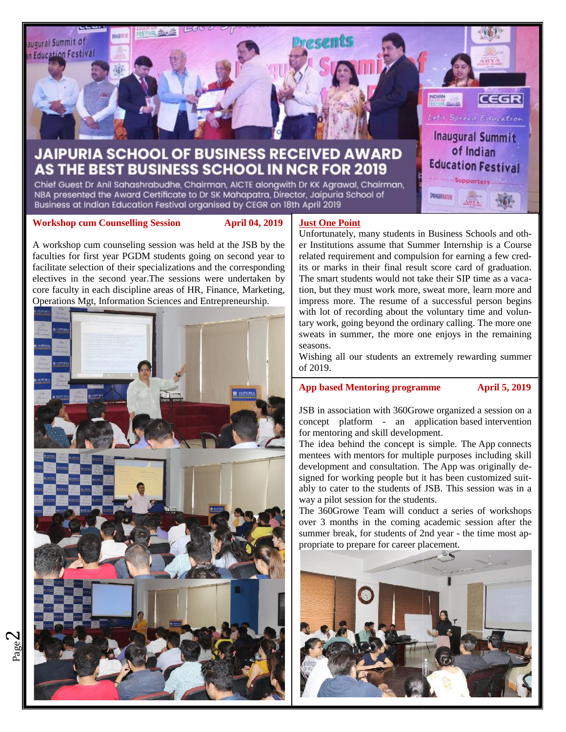# JAIPURIA SCHOOL OF BUSINESS RECEIVED AWARD AS THE BEST BUSINESS SCHOOL IN NCR FOR 2019

Chief Guest Dr Anil Sahashrabudhe, Chairman, AICTE alongwith Dr KK Agrawal, Chairman, NBA presented the Award Certificate to Dr SK Mahapatra, Director, Jaipuria School of Business at Indian Education Festival organised by CEGR on 18th April 2019

## Workshop cum Counselling Session — April 04, 2019

A workshop cum counseling session was held at the JSB by the faculties for first year PGDM students going on second year to facilitate selection of their specializations and the corresponding electives in the second year.The sessions were undertaken by core faculty in each discipline areas of HR, Finance, Marketing, Operations Mgt, Information Sciences and Entrepreneurship.

## Just One Point

Unfortunately, many students in Business Schools and other Institutions assume that Summer Internship is a Course related requirement and compulsion for earning a few credits or marks in their final result score card of graduation. The smart students would not take their SIP time as a vacation, but they must work more, sweat more, learn more and impress more. The resume of a successful person begins with lot of recording about the voluntary time and voluntary work, going beyond the ordinary calling. The more one sweats in summer, the more one enjoys in the remaining seasons.

Wishing all our students an extremely rewarding summer of 2019.

## App based Mentoring programme — April 5, 2019

JSB in association with 360Growe organized a session on a concept platform - an application based intervention for mentoring and skill development.

The idea behind the concept is simple. The App connects mentees with mentors for multiple purposes including skill development and consultation. The App was originally designed for working people but it has been customized suitably to cater to the students of JSB. This session was in a way a pilot session for the students.

The 360Growe Team will conduct a series of workshops over 3 months in the coming academic session after the summer break, for students of 2nd year - the time most appropriate to prepare for career placement.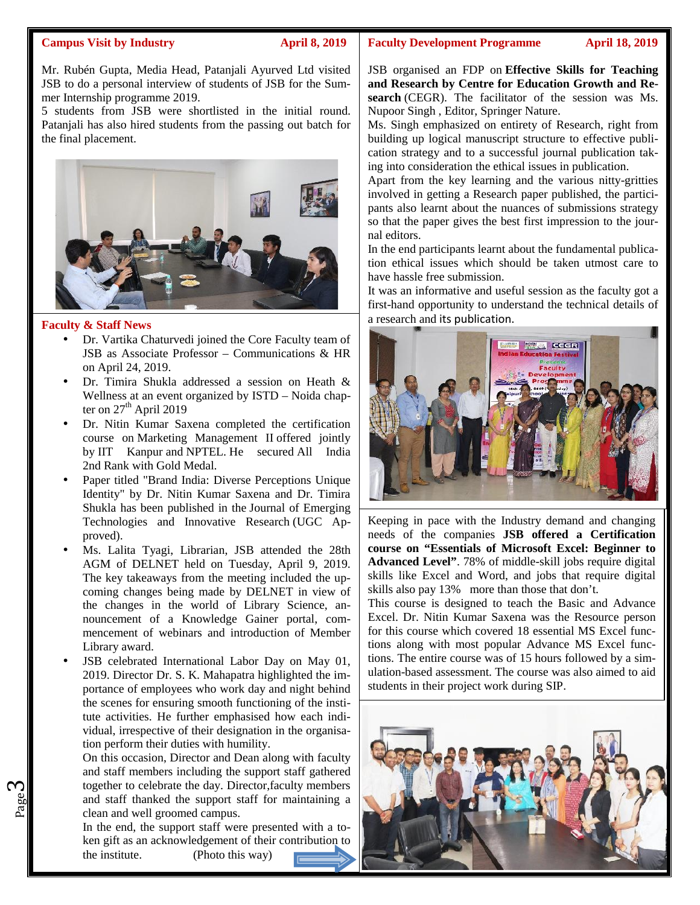## Campus Visit by Industry — April 8, 2019

Mr. Rubén Gupta, Media Head, Patanjali Ayurved Ltd visited JSB to do a personal interview of students of JSB for the Summer Internship programme 2019.

5 students from JSB were shortlisted in the initial round. Patanjali has also hired students from the passing out batch for the final placement.

## Faculty & Staff News

- Dr. Vartika Chaturvedi joined the Core Faculty team of JSB as Associate Professor – Communications & HR on April 24, 2019.
- Dr. Timira Shukla addressed a session on Heath & Wellness at an event organized by ISTD – Noida chapter on 27th April 2019
- Dr. Nitin Kumar Saxena completed the certification course on Marketing Management II offered jointly by IIT Kanpur and NPTEL. He secured All India 2nd Rank with Gold Medal.
- Paper titled "Brand India: Diverse Perceptions Unique Identity" by Dr. Nitin Kumar Saxena and Dr. Timira Shukla has been published in the Journal of Emerging Technologies and Innovative Research (UGC Approved).
- Ms. Lalita Tyagi, Librarian, JSB attended the 28th AGM of DELNET held on Tuesday, April 9, 2019. The key takeaways from the meeting included the upcoming changes being made by DELNET in view of the changes in the world of Library Science, announcement of a Knowledge Gainer portal, commencement of webinars and introduction of Member Library award.
- JSB celebrated International Labor Day on May 01, 2019. Director Dr. S. K. Mahapatra highlighted the importance of employees who work day and night behind the scenes for ensuring smooth functioning of the institute activities. He further emphasised how each individual, irrespective of their designation in the organisation perform their duties with humility.

  On this occasion, Director and Dean along with faculty and staff members including the support staff gathered together to celebrate the day. Director,faculty members and staff thanked the support staff for maintaining a clean and well groomed campus.

  In the end, the support staff were presented with a token gift as an acknowledgement of their contribution to the institute. (Photo this way)

## Faculty Development Programme — April 18, 2019

JSB organised an FDP on **Effective Skills for Teaching and Research by Centre for Education Growth and Research** (CEGR). The facilitator of the session was Ms. Nupoor Singh , Editor, Springer Nature.

Ms. Singh emphasized on entirety of Research, right from building up logical manuscript structure to effective publication strategy and to a successful journal publication taking into consideration the ethical issues in publication.

Apart from the key learning and the various nitty-gritties involved in getting a Research paper published, the participants also learnt about the nuances of submissions strategy so that the paper gives the best first impression to the journal editors.

In the end participants learnt about the fundamental publication ethical issues which should be taken utmost care to have hassle free submission.

It was an informative and useful session as the faculty got a first-hand opportunity to understand the technical details of a research and its publication.

Keeping in pace with the Industry demand and changing needs of the companies **JSB offered a Certification course on "Essentials of Microsoft Excel: Beginner to Advanced Level"**. 78% of middle-skill jobs require digital skills like Excel and Word, and jobs that require digital skills also pay 13% more than those that don't.

This course is designed to teach the Basic and Advance Excel. Dr. Nitin Kumar Saxena was the Resource person for this course which covered 18 essential MS Excel functions along with most popular Advance MS Excel functions. The entire course was of 15 hours followed by a simulation-based assessment. The course was also aimed to aid students in their project work during SIP.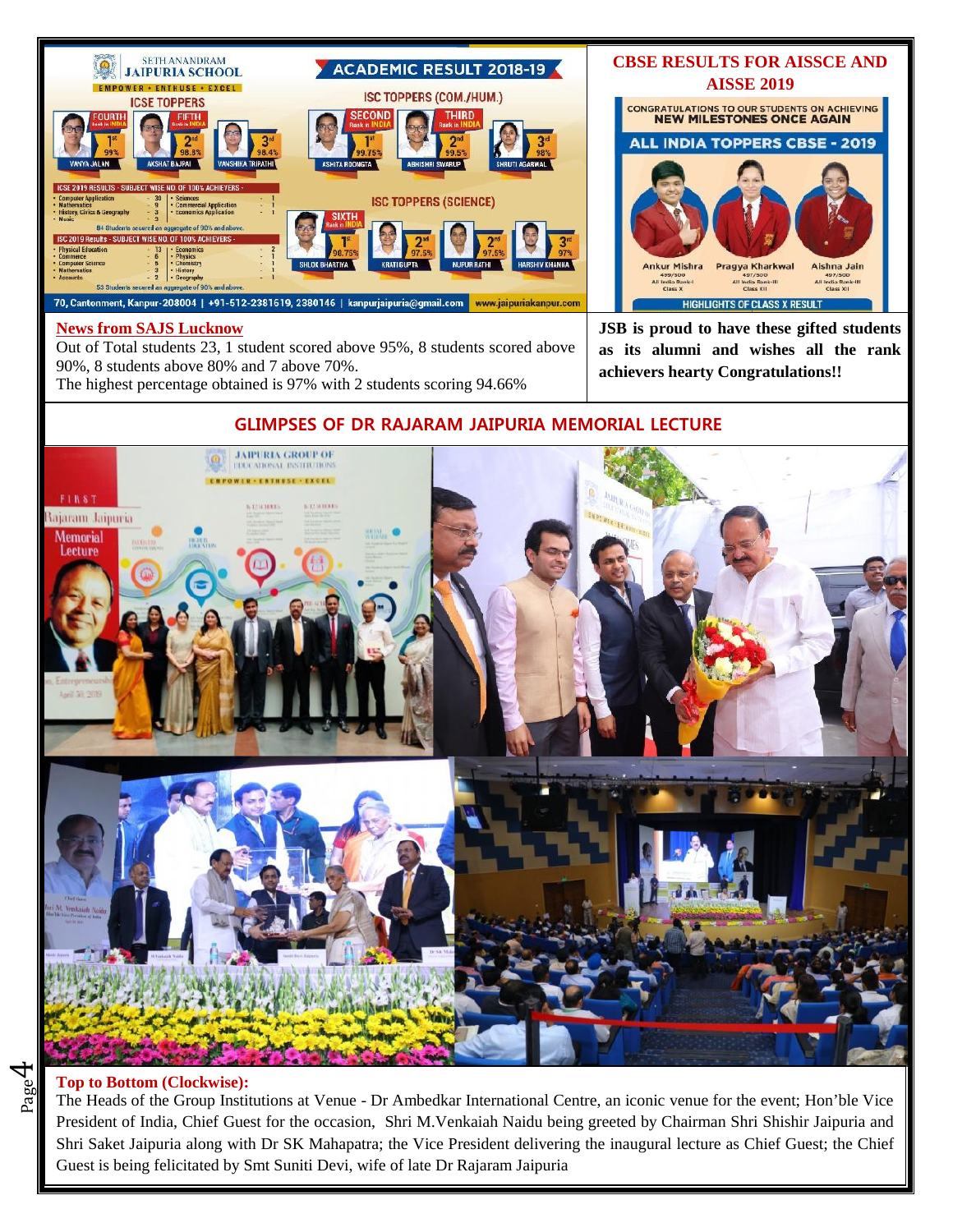# CBSE RESULTS FOR AISSCE AND AISSE 2019

## News from SAJS Lucknow

Out of Total students 23, 1 student scored above 95%, 8 students scored above 90%, 8 students above 80% and 7 above 70%.
The highest percentage obtained is 97% with 2 students scoring 94.66%

**JSB is proud to have these gifted students as its alumni and wishes all the rank achievers hearty Congratulations!!**

## GLIMPSES OF DR RAJARAM JAIPURIA MEMORIAL LECTURE

**Top to Bottom (Clockwise):**
The Heads of the Group Institutions at Venue - Dr Ambedkar International Centre, an iconic venue for the event; Hon'ble Vice President of India, Chief Guest for the occasion, Shri M.Venkaiah Naidu being greeted by Chairman Shri Shishir Jaipuria and Shri Saket Jaipuria along with Dr SK Mahapatra; the Vice President delivering the inaugural lecture as Chief Guest; the Chief Guest is being felicitated by Smt Suniti Devi, wife of late Dr Rajaram Jaipuria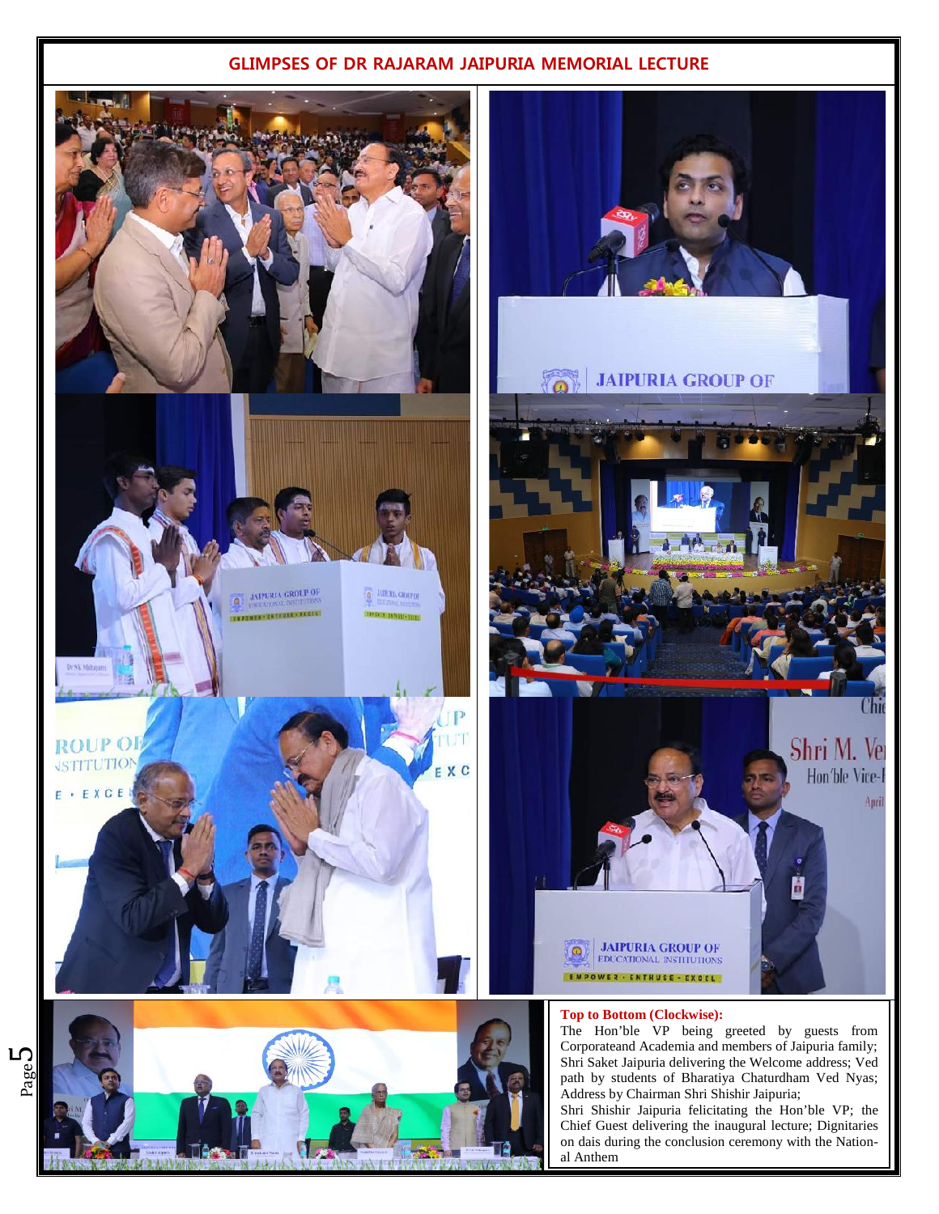## GLIMPSES OF DR RAJARAM JAIPURIA MEMORIAL LECTURE

**Top to Bottom (Clockwise):**
The Hon'ble VP being greeted by guests from Corporateand Academia and members of Jaipuria family; Shri Saket Jaipuria delivering the Welcome address; Ved path by students of Bharatiya Chaturdham Ved Nyas; Address by Chairman Shri Shishir Jaipuria;
Shri Shishir Jaipuria felicitating the Hon'ble VP; the Chief Guest delivering the inaugural lecture; Dignitaries on dais during the conclusion ceremony with the National Anthem